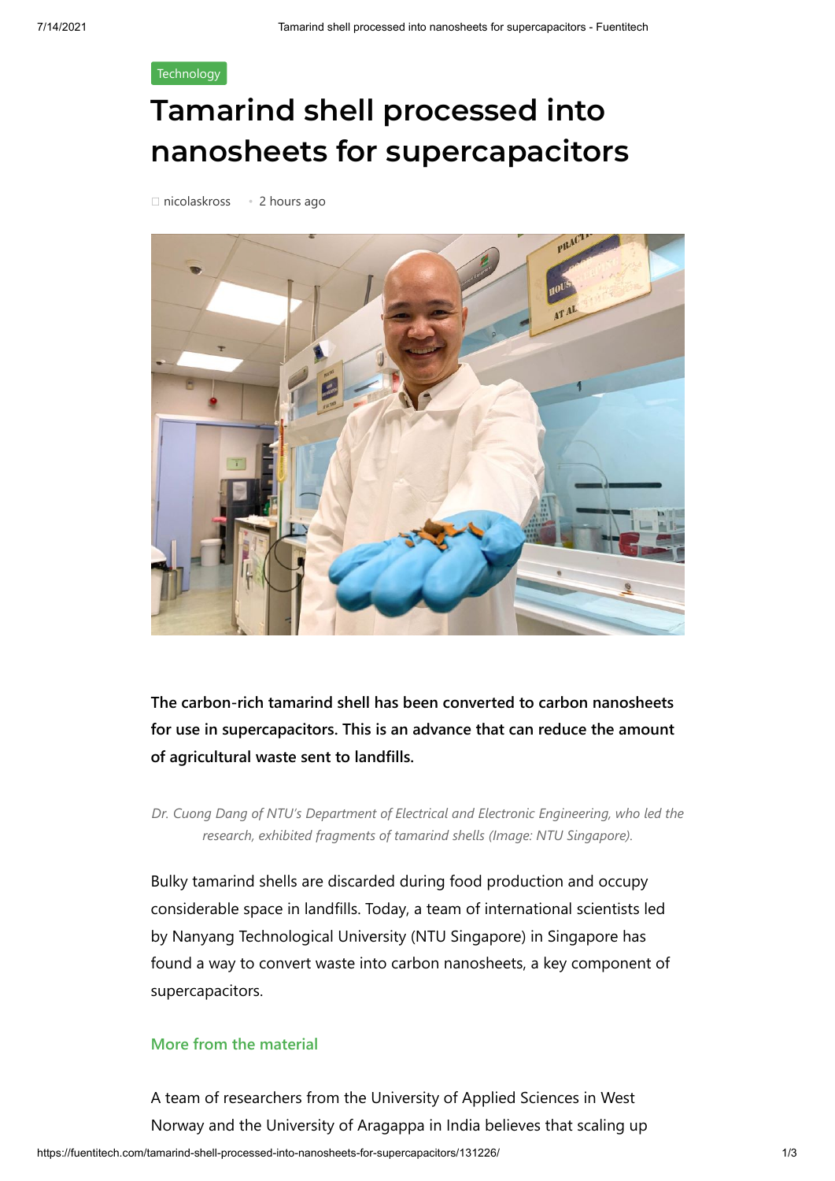Technology

# Tamarind shell processed into nanosheets for supercapacitors

nicolaskross • 2 hours ago

**The carbon-rich tamarind shell has been converted to carbon nanosheets for use in supercapacitors. This is an advance that can reduce the amount of agricultural waste sent to landfills.**

*Dr. Cuong Dang of NTU's Department of Electrical and Electronic Engineering, who led the research, exhibited fragments of tamarind shells (Image: NTU Singapore).*

Bulky tamarind shells are discarded during food production and occupy considerable space in landfills. Today, a team of international scientists led by Nanyang Technological University (NTU Singapore) in Singapore has found a way to convert waste into carbon nanosheets, a key component of supercapacitors.

### More from the material

A team of researchers from the University of Applied Sciences in West Norway and the University of Aragappa in India believes that scaling up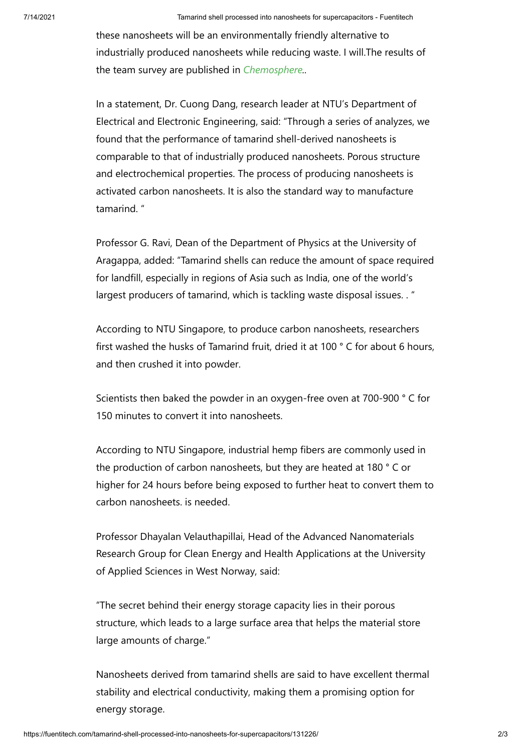these nanosheets will be an environmentally friendly alternative to industrially produced nanosheets while reducing waste. I will.The results of the team survey are published in *Chemosphere*..

In a statement, Dr. Cuong Dang, research leader at NTU's Department of Electrical and Electronic Engineering, said: "Through a series of analyzes, we found that the performance of tamarind shell-derived nanosheets is comparable to that of industrially produced nanosheets. Porous structure and electrochemical properties. The process of producing nanosheets is activated carbon nanosheets. It is also the standard way to manufacture tamarind. "

Professor G. Ravi, Dean of the Department of Physics at the University of Aragappa, added: "Tamarind shells can reduce the amount of space required for landfill, especially in regions of Asia such as India, one of the world's largest producers of tamarind, which is tackling waste disposal issues. . "

According to NTU Singapore, to produce carbon nanosheets, researchers first washed the husks of Tamarind fruit, dried it at 100 ° C for about 6 hours, and then crushed it into powder.

Scientists then baked the powder in an oxygen-free oven at 700-900 ° C for 150 minutes to convert it into nanosheets.

According to NTU Singapore, industrial hemp fibers are commonly used in the production of carbon nanosheets, but they are heated at 180 ° C or higher for 24 hours before being exposed to further heat to convert them to carbon nanosheets. is needed.

Professor Dhayalan Velauthapillai, Head of the Advanced Nanomaterials Research Group for Clean Energy and Health Applications at the University of Applied Sciences in West Norway, said:

"The secret behind their energy storage capacity lies in their porous structure, which leads to a large surface area that helps the material store large amounts of charge."

Nanosheets derived from tamarind shells are said to have excellent thermal stability and electrical conductivity, making them a promising option for energy storage.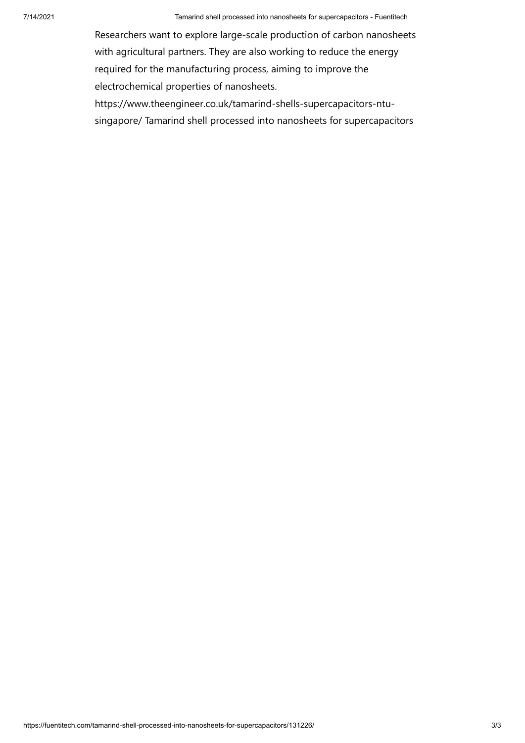Researchers want to explore large-scale production of carbon nanosheets with agricultural partners. They are also working to reduce the energy required for the manufacturing process, aiming to improve the electrochemical properties of nanosheets.

https://www.theengineer.co.uk/tamarind-shells-supercapacitors-ntu-singapore/ Tamarind shell processed into nanosheets for supercapacitors